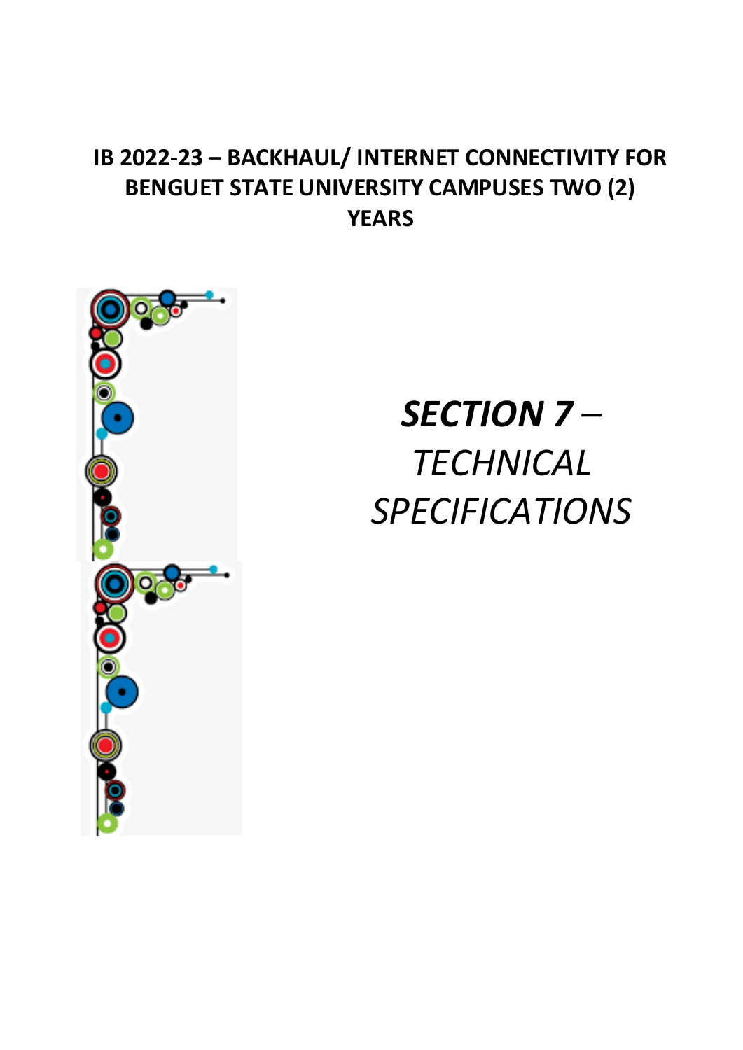# IB 2022-23 – BACKHAUL/ INTERNET CONNECTIVITY FOR BENGUET STATE UNIVERSITY CAMPUSES TWO (2) YEARS

# ***SECTION 7*** *– TECHNICAL SPECIFICATIONS*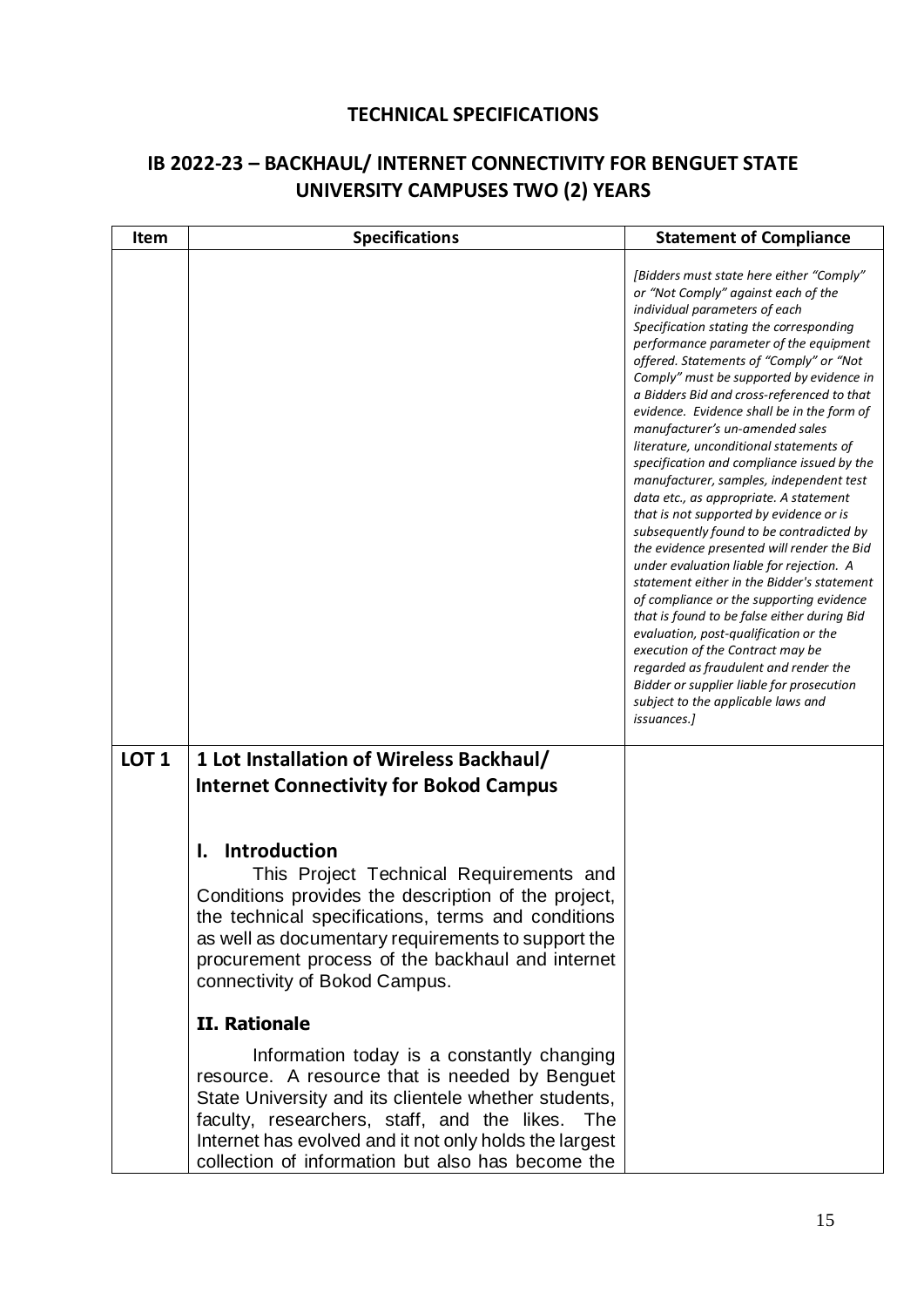## TECHNICAL SPECIFICATIONS

## IB 2022-23 – BACKHAUL/ INTERNET CONNECTIVITY FOR BENGUET STATE UNIVERSITY CAMPUSES TWO (2) YEARS

| Item | Specifications | Statement of Compliance |
|---|---|---|
| | | *[Bidders must state here either "Comply" or "Not Comply" against each of the individual parameters of each Specification stating the corresponding performance parameter of the equipment offered. Statements of "Comply" or "Not Comply" must be supported by evidence in a Bidders Bid and cross-referenced to that evidence. Evidence shall be in the form of manufacturer's un-amended sales literature, unconditional statements of specification and compliance issued by the manufacturer, samples, independent test data etc., as appropriate. A statement that is not supported by evidence or is subsequently found to be contradicted by the evidence presented will render the Bid under evaluation liable for rejection. A statement either in the Bidder's statement of compliance or the supporting evidence that is found to be false either during Bid evaluation, post-qualification or the execution of the Contract may be regarded as fraudulent and render the Bidder or supplier liable for prosecution subject to the applicable laws and issuances.]* |
| **LOT 1** | **1 Lot Installation of Wireless Backhaul/ Internet Connectivity for Bokod Campus**<br><br>**I. Introduction**<br>This Project Technical Requirements and Conditions provides the description of the project, the technical specifications, terms and conditions as well as documentary requirements to support the procurement process of the backhaul and internet connectivity of Bokod Campus.<br><br>**II. Rationale**<br>Information today is a constantly changing resource. A resource that is needed by Benguet State University and its clientele whether students, faculty, researchers, staff, and the likes. The Internet has evolved and it not only holds the largest collection of information but also has become the | |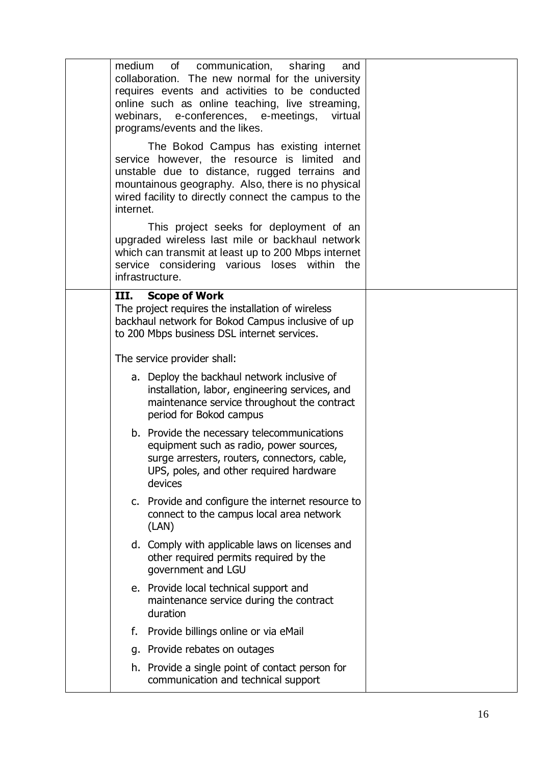| | | |
|---|---|---|
| | medium of communication, sharing and collaboration. The new normal for the university requires events and activities to be conducted online such as online teaching, live streaming, webinars, e-conferences, e-meetings, virtual programs/events and the likes.<br><br>The Bokod Campus has existing internet service however, the resource is limited and unstable due to distance, rugged terrains and mountainous geography. Also, there is no physical wired facility to directly connect the campus to the internet.<br><br>This project seeks for deployment of an upgraded wireless last mile or backhaul network which can transmit at least up to 200 Mbps internet service considering various loses within the infrastructure. | |
| | **III. Scope of Work**<br>The project requires the installation of wireless backhaul network for Bokod Campus inclusive of up to 200 Mbps business DSL internet services.<br><br>The service provider shall:<br><br>a. Deploy the backhaul network inclusive of installation, labor, engineering services, and maintenance service throughout the contract period for Bokod campus<br><br>b. Provide the necessary telecommunications equipment such as radio, power sources, surge arresters, routers, connectors, cable, UPS, poles, and other required hardware devices<br><br>c. Provide and configure the internet resource to connect to the campus local area network (LAN)<br><br>d. Comply with applicable laws on licenses and other required permits required by the government and LGU<br><br>e. Provide local technical support and maintenance service during the contract duration<br><br>f. Provide billings online or via eMail<br><br>g. Provide rebates on outages<br><br>h. Provide a single point of contact person for communication and technical support | |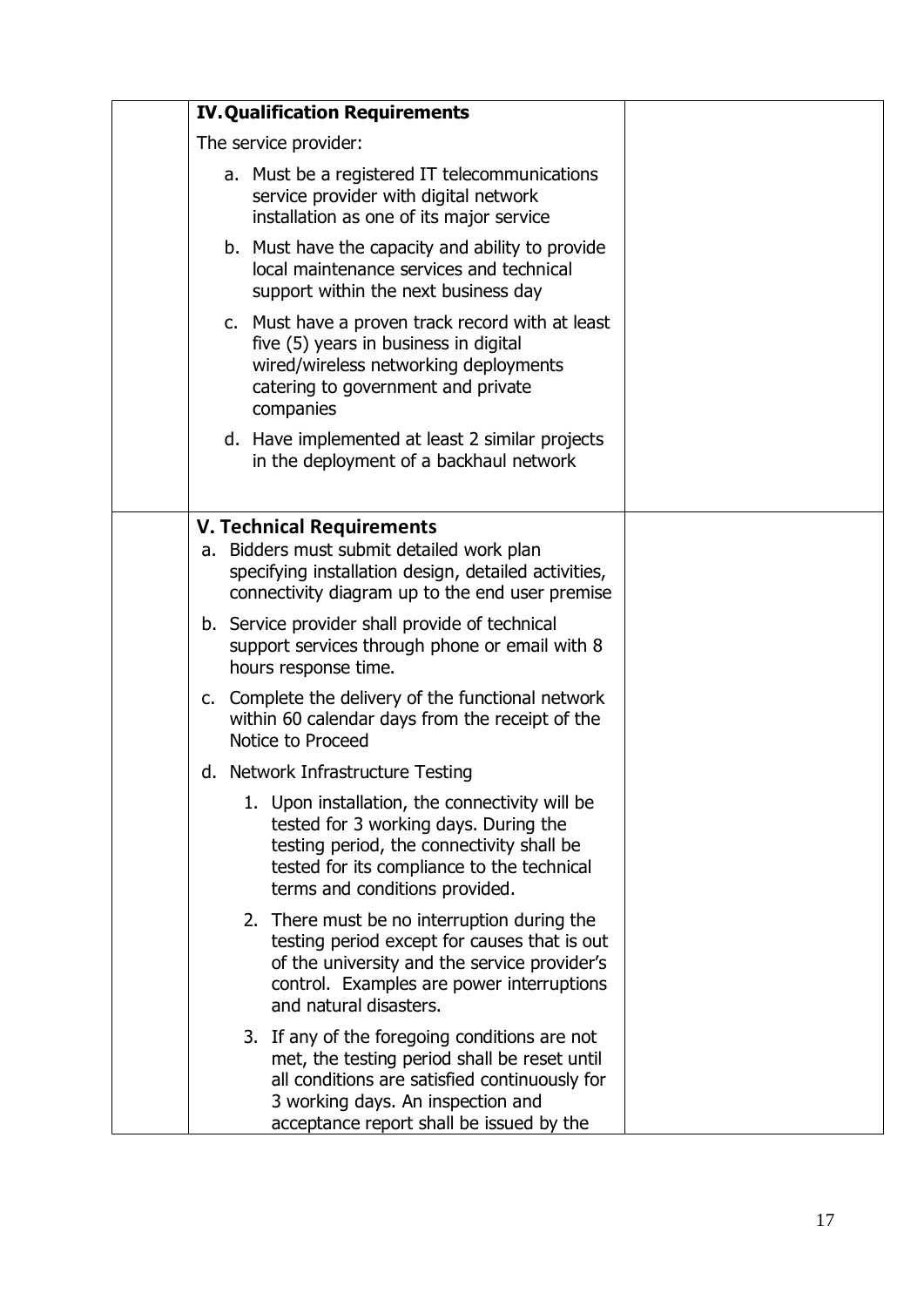| | | |
|---|---|---|
| | **IV. Qualification Requirements**<br><br>The service provider:<br><br>a. Must be a registered IT telecommunications service provider with digital network installation as one of its major service<br><br>b. Must have the capacity and ability to provide local maintenance services and technical support within the next business day<br><br>c. Must have a proven track record with at least five (5) years in business in digital wired/wireless networking deployments catering to government and private companies<br><br>d. Have implemented at least 2 similar projects in the deployment of a backhaul network | |
| | **V. Technical Requirements**<br><br>a. Bidders must submit detailed work plan specifying installation design, detailed activities, connectivity diagram up to the end user premise<br><br>b. Service provider shall provide of technical support services through phone or email with 8 hours response time.<br><br>c. Complete the delivery of the functional network within 60 calendar days from the receipt of the Notice to Proceed<br><br>d. Network Infrastructure Testing<br><br>1. Upon installation, the connectivity will be tested for 3 working days. During the testing period, the connectivity shall be tested for its compliance to the technical terms and conditions provided.<br><br>2. There must be no interruption during the testing period except for causes that is out of the university and the service provider's control. Examples are power interruptions and natural disasters.<br><br>3. If any of the foregoing conditions are not met, the testing period shall be reset until all conditions are satisfied continuously for 3 working days. An inspection and acceptance report shall be issued by the | |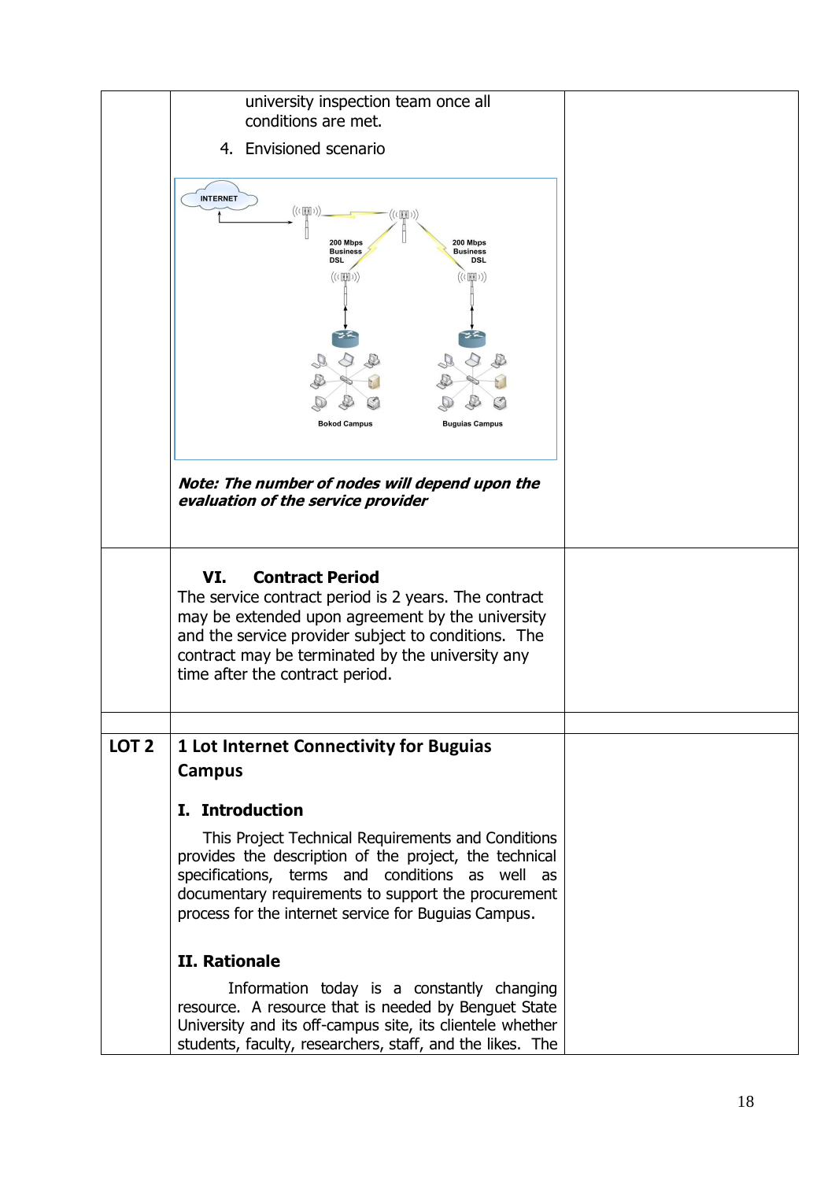| | | |
|---|---|---|
| | university inspection team once all conditions are met.<br><br>4. Envisioned scenario<br><br>INTERNET<br>200 Mbps Business DSL<br>200 Mbps Business DSL<br>Bokod Campus<br>Buguias Campus<br><br>***Note: The number of nodes will depend upon the evaluation of the service provider*** | |
| | **VI. Contract Period**<br>The service contract period is 2 years. The contract may be extended upon agreement by the university and the service provider subject to conditions. The contract may be terminated by the university any time after the contract period. | |
| | | |
| **LOT 2** | **1 Lot Internet Connectivity for Buguias Campus**<br><br>**I. Introduction**<br>This Project Technical Requirements and Conditions provides the description of the project, the technical specifications, terms and conditions as well as documentary requirements to support the procurement process for the internet service for Buguias Campus.<br><br>**II. Rationale**<br>Information today is a constantly changing resource. A resource that is needed by Benguet State University and its off-campus site, its clientele whether students, faculty, researchers, staff, and the likes. The | |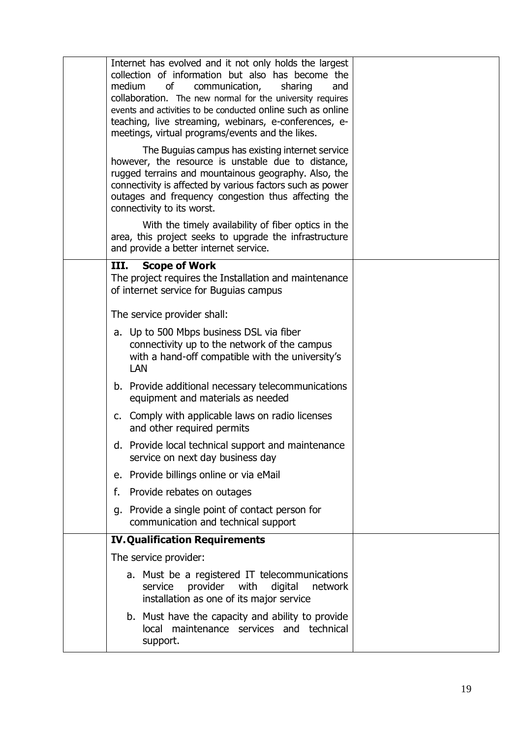| | | |
|---|---|---|
| | Internet has evolved and it not only holds the largest collection of information but also has become the medium of communication, sharing and collaboration. The new normal for the university requires events and activities to be conducted online such as online teaching, live streaming, webinars, e-conferences, e-meetings, virtual programs/events and the likes.<br><br>The Buguias campus has existing internet service however, the resource is unstable due to distance, rugged terrains and mountainous geography. Also, the connectivity is affected by various factors such as power outages and frequency congestion thus affecting the connectivity to its worst.<br><br>With the timely availability of fiber optics in the area, this project seeks to upgrade the infrastructure and provide a better internet service. | |
| | **III. Scope of Work**<br>The project requires the Installation and maintenance of internet service for Buguias campus<br><br>The service provider shall:<br>a. Up to 500 Mbps business DSL via fiber connectivity up to the network of the campus with a hand-off compatible with the university's LAN<br>b. Provide additional necessary telecommunications equipment and materials as needed<br>c. Comply with applicable laws on radio licenses and other required permits<br>d. Provide local technical support and maintenance service on next day business day<br>e. Provide billings online or via eMail<br>f. Provide rebates on outages<br>g. Provide a single point of contact person for communication and technical support | |
| | **IV. Qualification Requirements**<br>The service provider:<br>a. Must be a registered IT telecommunications service provider with digital network installation as one of its major service<br>b. Must have the capacity and ability to provide local maintenance services and technical support. | |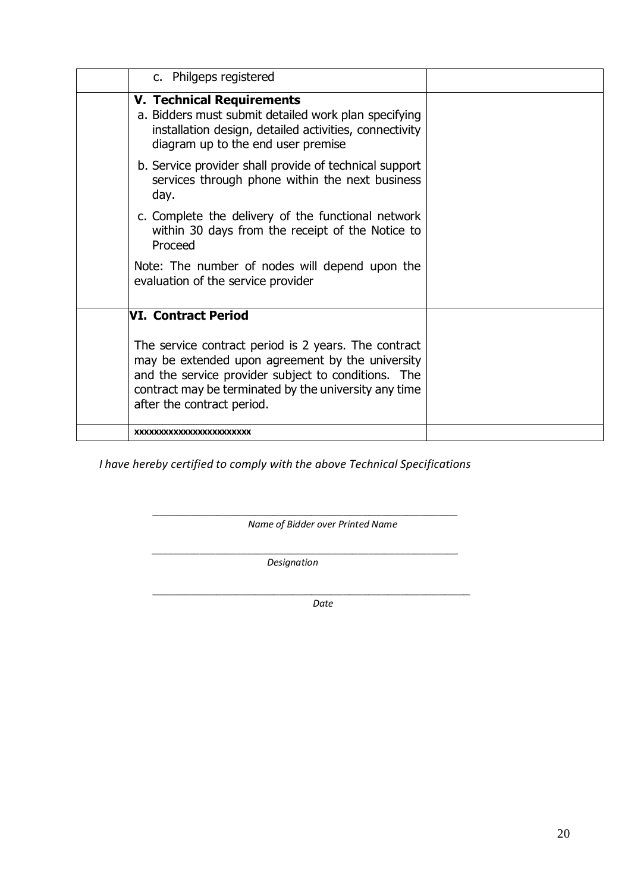| | | |
|---|---|---|
| | c. Philgeps registered | |
| | **V. Technical Requirements**<br>a. Bidders must submit detailed work plan specifying installation design, detailed activities, connectivity diagram up to the end user premise<br>b. Service provider shall provide of technical support services through phone within the next business day.<br>c. Complete the delivery of the functional network within 30 days from the receipt of the Notice to Proceed<br>Note: The number of nodes will depend upon the evaluation of the service provider | |
| | **VI. Contract Period**<br>The service contract period is 2 years. The contract may be extended upon agreement by the university and the service provider subject to conditions. The contract may be terminated by the university any time after the contract period. | |
| | **xxxxxxxxxxxxxxxxxxxxxxx** | |

*I have hereby certified to comply with the above Technical Specifications*

\_\_\_\_\_\_\_\_\_\_\_\_\_\_\_\_\_\_\_\_\_\_\_\_\_\_\_\_\_\_\_\_\_\_\_\_\_\_\_\_\_\_\_\_\_\_\_\_

*Name of Bidder over Printed Name*

\_\_\_\_\_\_\_\_\_\_\_\_\_\_\_\_\_\_\_\_\_\_\_\_\_\_\_\_\_\_\_\_\_\_\_\_\_\_\_\_\_\_\_\_\_\_\_\_

*Designation*

\_\_\_\_\_\_\_\_\_\_\_\_\_\_\_\_\_\_\_\_\_\_\_\_\_\_\_\_\_\_\_\_\_\_\_\_\_\_\_\_\_\_\_\_\_\_\_\_

*Date*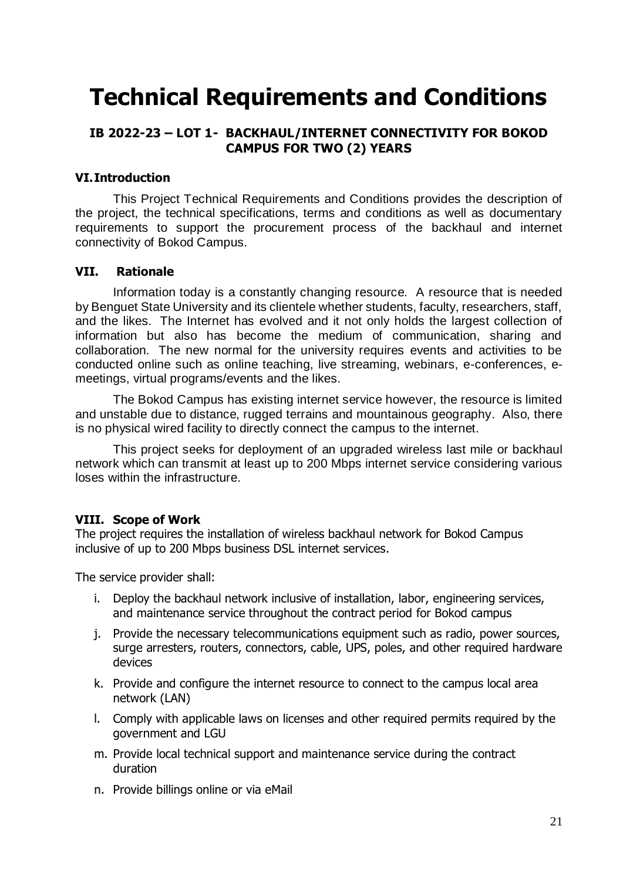# Technical Requirements and Conditions

### IB 2022-23 – LOT 1- BACKHAUL/INTERNET CONNECTIVITY FOR BOKOD CAMPUS FOR TWO (2) YEARS

## VI. Introduction

This Project Technical Requirements and Conditions provides the description of the project, the technical specifications, terms and conditions as well as documentary requirements to support the procurement process of the backhaul and internet connectivity of Bokod Campus.

## VII. Rationale

Information today is a constantly changing resource. A resource that is needed by Benguet State University and its clientele whether students, faculty, researchers, staff, and the likes. The Internet has evolved and it not only holds the largest collection of information but also has become the medium of communication, sharing and collaboration. The new normal for the university requires events and activities to be conducted online such as online teaching, live streaming, webinars, e-conferences, e-meetings, virtual programs/events and the likes.

The Bokod Campus has existing internet service however, the resource is limited and unstable due to distance, rugged terrains and mountainous geography. Also, there is no physical wired facility to directly connect the campus to the internet.

This project seeks for deployment of an upgraded wireless last mile or backhaul network which can transmit at least up to 200 Mbps internet service considering various loses within the infrastructure.

## VIII. Scope of Work

The project requires the installation of wireless backhaul network for Bokod Campus inclusive of up to 200 Mbps business DSL internet services.

The service provider shall:

i. Deploy the backhaul network inclusive of installation, labor, engineering services, and maintenance service throughout the contract period for Bokod campus

j. Provide the necessary telecommunications equipment such as radio, power sources, surge arresters, routers, connectors, cable, UPS, poles, and other required hardware devices

k. Provide and configure the internet resource to connect to the campus local area network (LAN)

l. Comply with applicable laws on licenses and other required permits required by the government and LGU

m. Provide local technical support and maintenance service during the contract duration

n. Provide billings online or via eMail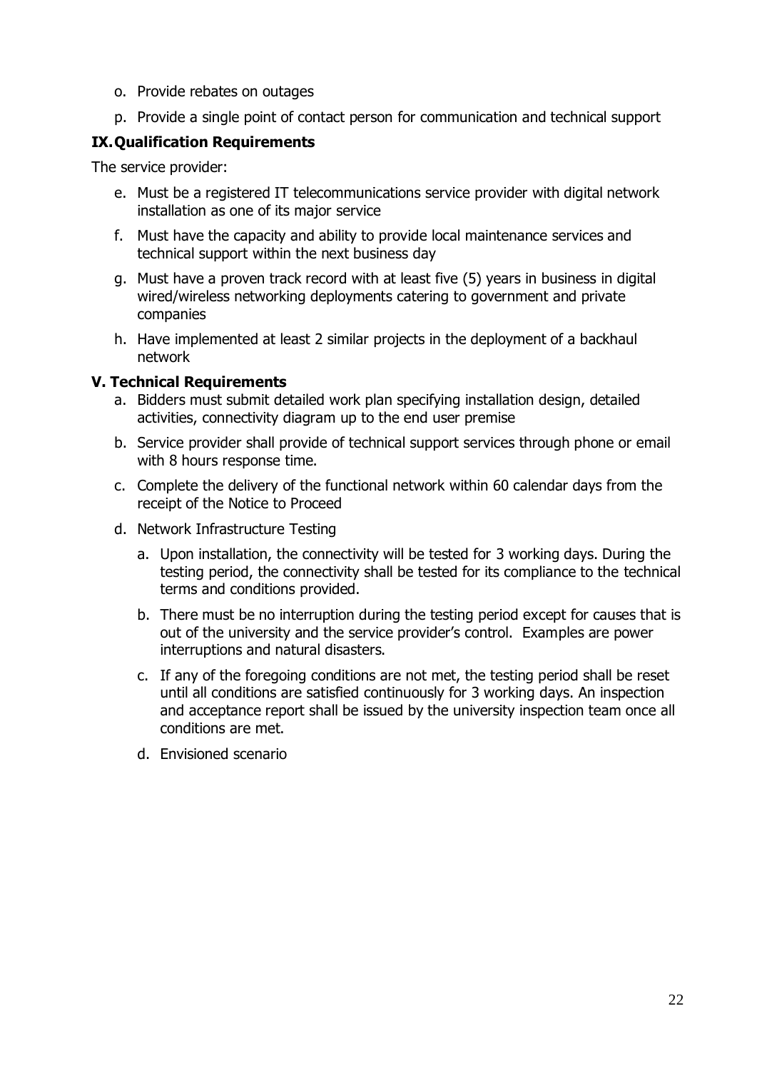o. Provide rebates on outages

p. Provide a single point of contact person for communication and technical support

## IX. Qualification Requirements

The service provider:

e. Must be a registered IT telecommunications service provider with digital network installation as one of its major service

f. Must have the capacity and ability to provide local maintenance services and technical support within the next business day

g. Must have a proven track record with at least five (5) years in business in digital wired/wireless networking deployments catering to government and private companies

h. Have implemented at least 2 similar projects in the deployment of a backhaul network

## V. Technical Requirements

a. Bidders must submit detailed work plan specifying installation design, detailed activities, connectivity diagram up to the end user premise

b. Service provider shall provide of technical support services through phone or email with 8 hours response time.

c. Complete the delivery of the functional network within 60 calendar days from the receipt of the Notice to Proceed

d. Network Infrastructure Testing

    a. Upon installation, the connectivity will be tested for 3 working days. During the testing period, the connectivity shall be tested for its compliance to the technical terms and conditions provided.

    b. There must be no interruption during the testing period except for causes that is out of the university and the service provider's control. Examples are power interruptions and natural disasters.

    c. If any of the foregoing conditions are not met, the testing period shall be reset until all conditions are satisfied continuously for 3 working days. An inspection and acceptance report shall be issued by the university inspection team once all conditions are met.

    d. Envisioned scenario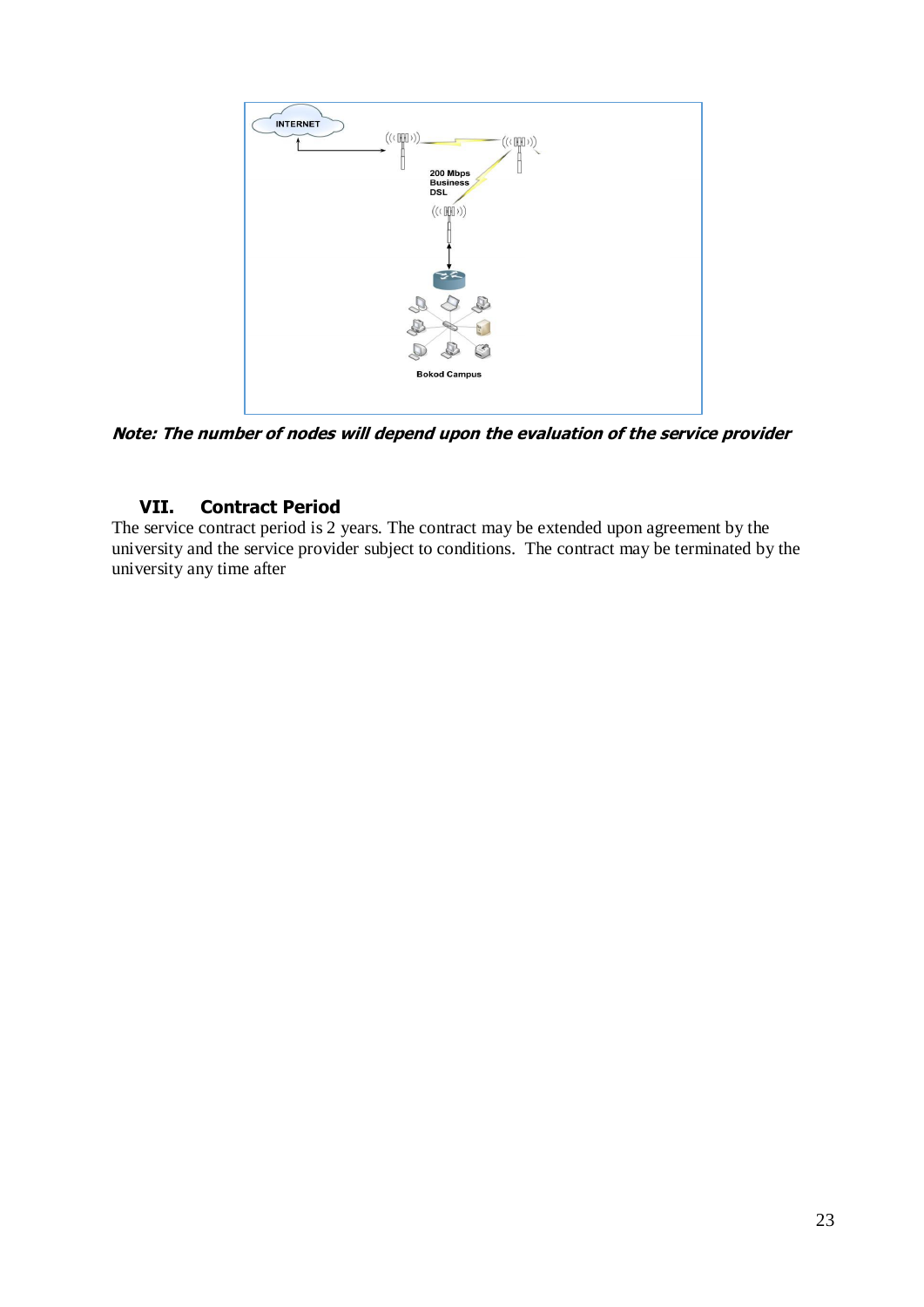Note: The number of nodes will depend upon the evaluation of the service provider

## VII. Contract Period

The service contract period is 2 years. The contract may be extended upon agreement by the university and the service provider subject to conditions. The contract may be terminated by the university any time after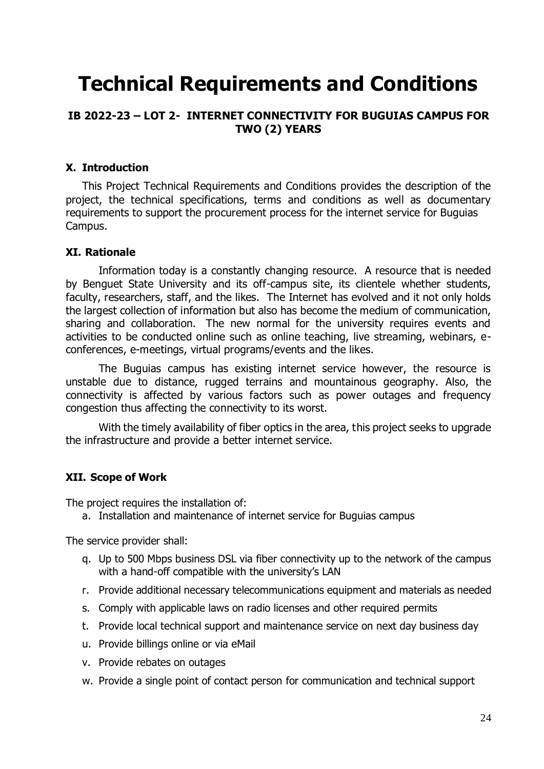# Technical Requirements and Conditions

## IB 2022-23 – LOT 2- INTERNET CONNECTIVITY FOR BUGUIAS CAMPUS FOR TWO (2) YEARS

### X. Introduction

This Project Technical Requirements and Conditions provides the description of the project, the technical specifications, terms and conditions as well as documentary requirements to support the procurement process for the internet service for Buguias Campus.

### XI. Rationale

Information today is a constantly changing resource. A resource that is needed by Benguet State University and its off-campus site, its clientele whether students, faculty, researchers, staff, and the likes. The Internet has evolved and it not only holds the largest collection of information but also has become the medium of communication, sharing and collaboration. The new normal for the university requires events and activities to be conducted online such as online teaching, live streaming, webinars, e-conferences, e-meetings, virtual programs/events and the likes.

The Buguias campus has existing internet service however, the resource is unstable due to distance, rugged terrains and mountainous geography. Also, the connectivity is affected by various factors such as power outages and frequency congestion thus affecting the connectivity to its worst.

With the timely availability of fiber optics in the area, this project seeks to upgrade the infrastructure and provide a better internet service.

### XII. Scope of Work

The project requires the installation of:

a. Installation and maintenance of internet service for Buguias campus

The service provider shall:

q. Up to 500 Mbps business DSL via fiber connectivity up to the network of the campus with a hand-off compatible with the university's LAN

r. Provide additional necessary telecommunications equipment and materials as needed

s. Comply with applicable laws on radio licenses and other required permits

t. Provide local technical support and maintenance service on next day business day

u. Provide billings online or via eMail

v. Provide rebates on outages

w. Provide a single point of contact person for communication and technical support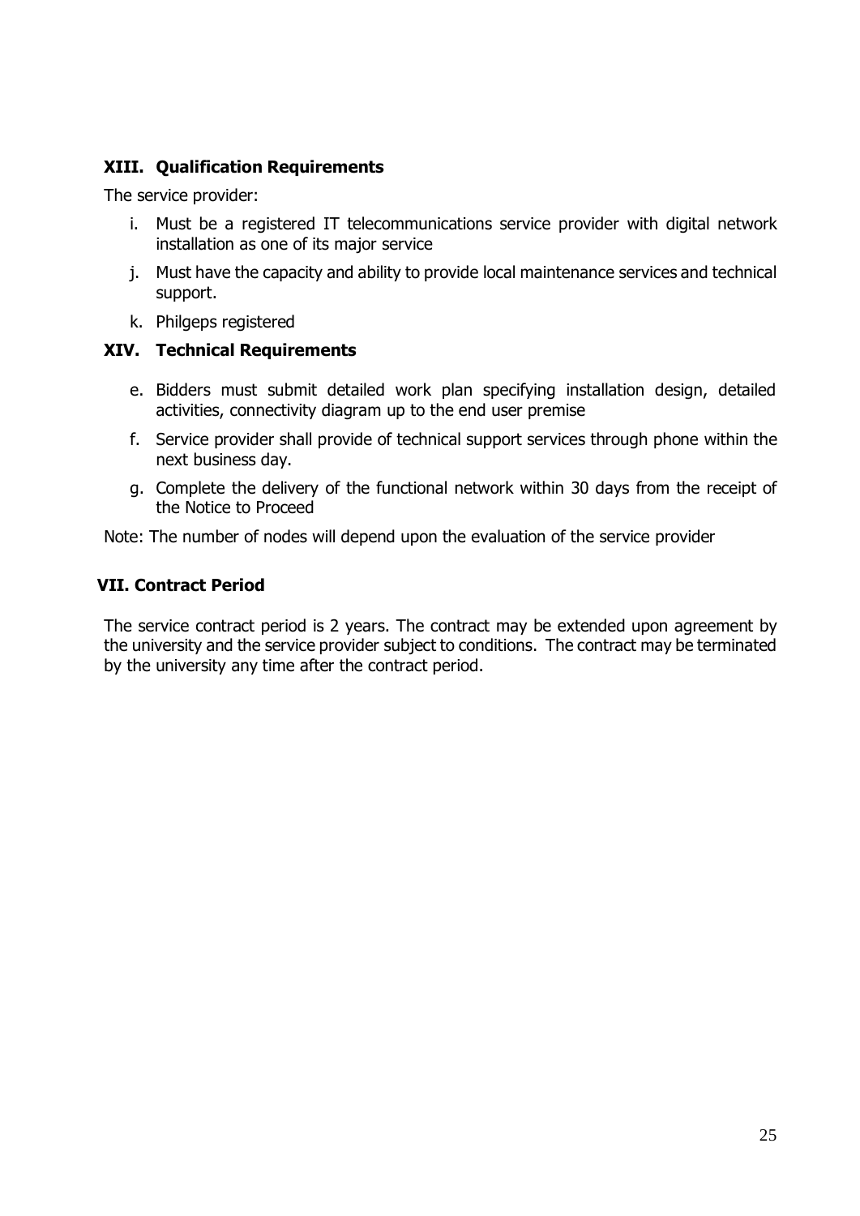## XIII. Qualification Requirements

The service provider:

i. Must be a registered IT telecommunications service provider with digital network installation as one of its major service

j. Must have the capacity and ability to provide local maintenance services and technical support.

k. Philgeps registered

## XIV. Technical Requirements

e. Bidders must submit detailed work plan specifying installation design, detailed activities, connectivity diagram up to the end user premise

f. Service provider shall provide of technical support services through phone within the next business day.

g. Complete the delivery of the functional network within 30 days from the receipt of the Notice to Proceed

Note: The number of nodes will depend upon the evaluation of the service provider

## VII. Contract Period

The service contract period is 2 years. The contract may be extended upon agreement by the university and the service provider subject to conditions. The contract may be terminated by the university any time after the contract period.